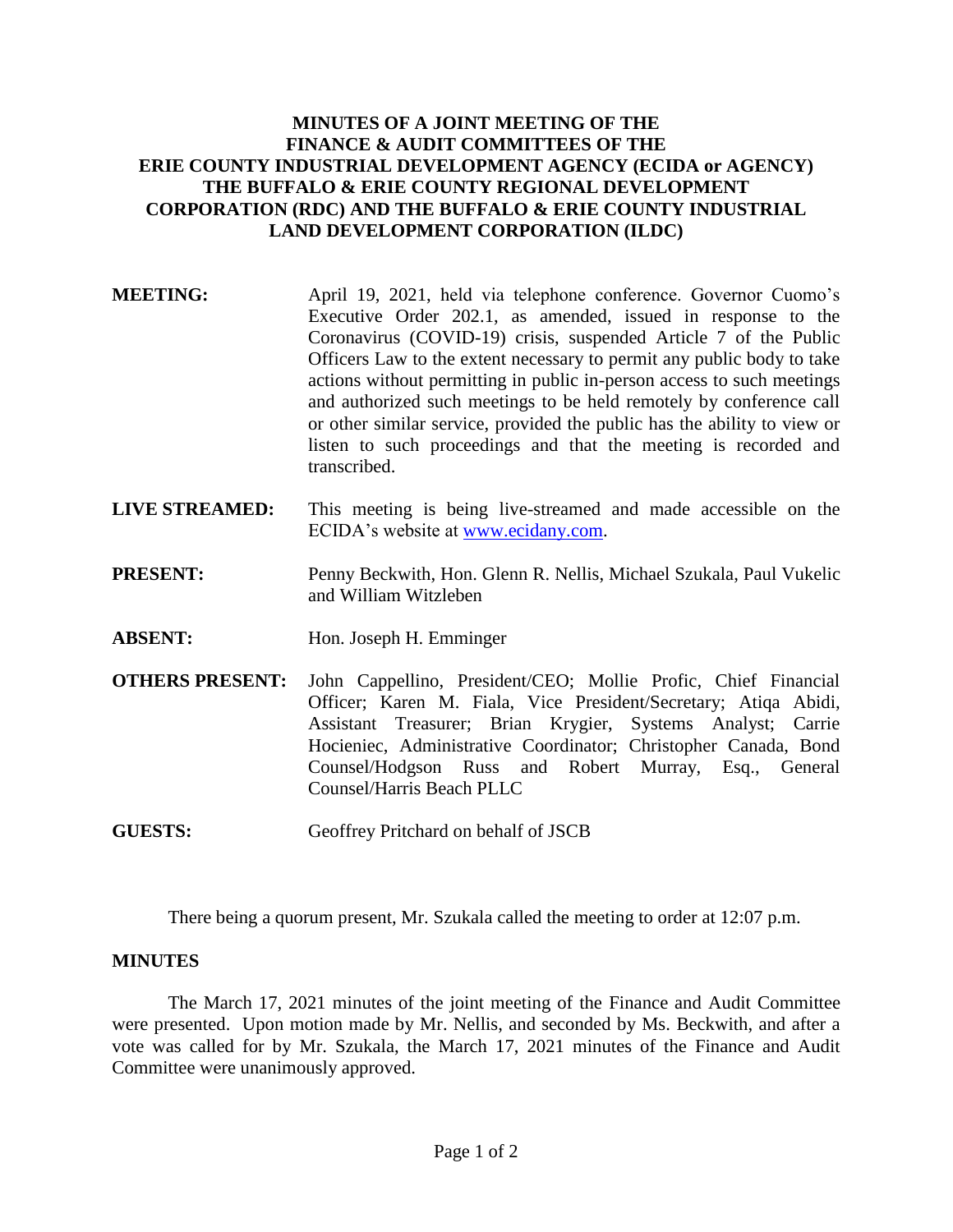**MINUTES OF A JOINT MEETING OF THE FINANCE & AUDIT COMMITTEES OF THE ERIE COUNTY INDUSTRIAL DEVELOPMENT AGENCY (ECIDA or AGENCY) THE BUFFALO & ERIE COUNTY REGIONAL DEVELOPMENT CORPORATION (RDC) AND THE BUFFALO & ERIE COUNTY INDUSTRIAL LAND DEVELOPMENT CORPORATION (ILDC)**

**MEETING:** April 19, 2021, held via telephone conference. Governor Cuomo's Executive Order 202.1, as amended, issued in response to the Coronavirus (COVID-19) crisis, suspended Article 7 of the Public Officers Law to the extent necessary to permit any public body to take actions without permitting in public in-person access to such meetings and authorized such meetings to be held remotely by conference call or other similar service, provided the public has the ability to view or listen to such proceedings and that the meeting is recorded and transcribed.

**LIVE STREAMED:** This meeting is being live-streamed and made accessible on the ECIDA's website at [www.ecidany.com](http://www.ecidany.com).

**PRESENT:** Penny Beckwith, Hon. Glenn R. Nellis, Michael Szukala, Paul Vukelic and William Witzleben

**ABSENT:** Hon. Joseph H. Emminger

**OTHERS PRESENT:** John Cappellino, President/CEO; Mollie Profic, Chief Financial Officer; Karen M. Fiala, Vice President/Secretary; Atiqa Abidi, Assistant Treasurer; Brian Krygier, Systems Analyst; Carrie Hocieniec, Administrative Coordinator; Christopher Canada, Bond Counsel/Hodgson Russ and Robert Murray, Esq., General Counsel/Harris Beach PLLC

**GUESTS:** Geoffrey Pritchard on behalf of JSCB

There being a quorum present, Mr. Szukala called the meeting to order at 12:07 p.m.

## MINUTES

The March 17, 2021 minutes of the joint meeting of the Finance and Audit Committee were presented. Upon motion made by Mr. Nellis, and seconded by Ms. Beckwith, and after a vote was called for by Mr. Szukala, the March 17, 2021 minutes of the Finance and Audit Committee were unanimously approved.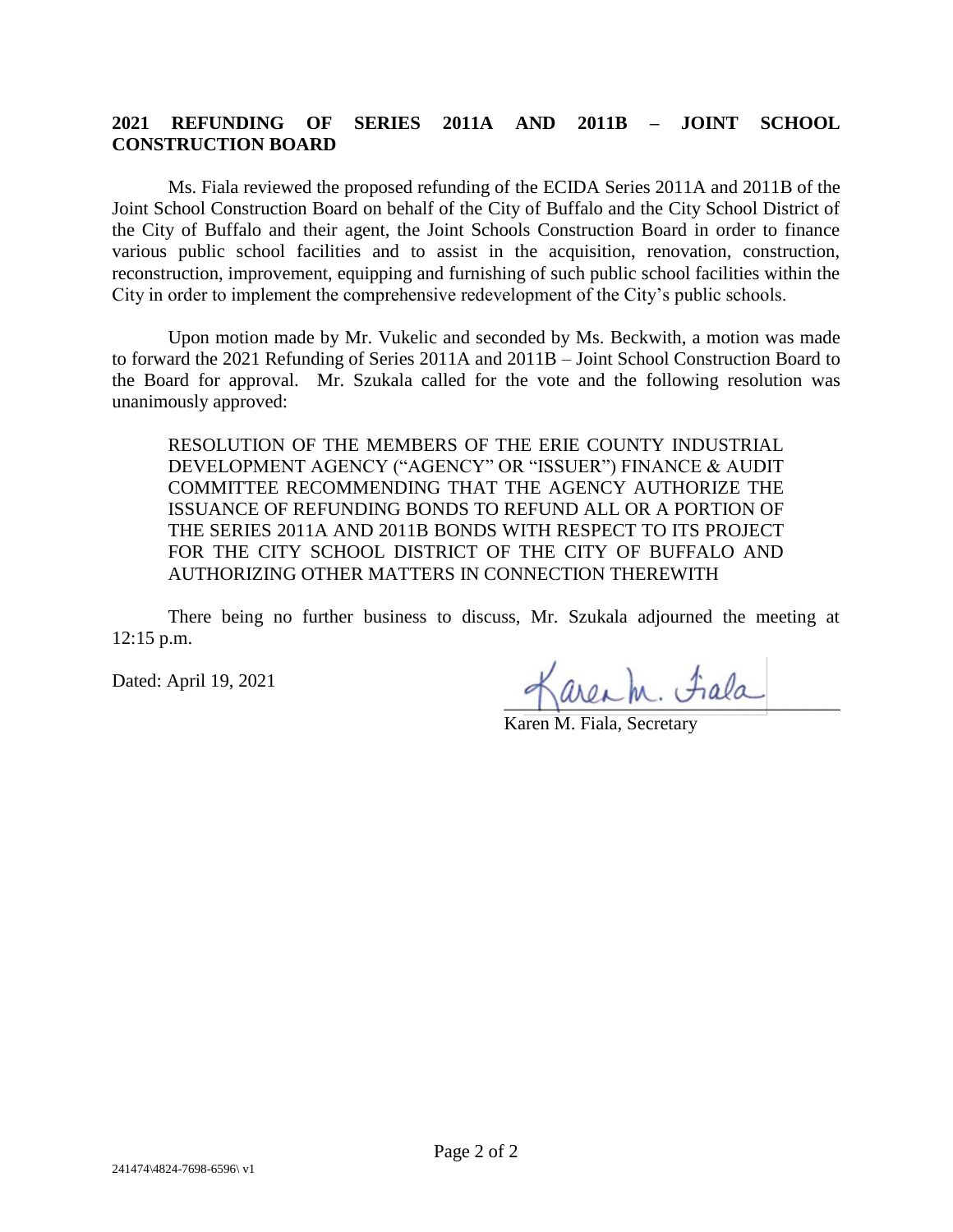**2021 REFUNDING OF SERIES 2011A AND 2011B – JOINT SCHOOL CONSTRUCTION BOARD**

Ms. Fiala reviewed the proposed refunding of the ECIDA Series 2011A and 2011B of the Joint School Construction Board on behalf of the City of Buffalo and the City School District of the City of Buffalo and their agent, the Joint Schools Construction Board in order to finance various public school facilities and to assist in the acquisition, renovation, construction, reconstruction, improvement, equipping and furnishing of such public school facilities within the City in order to implement the comprehensive redevelopment of the City's public schools.

Upon motion made by Mr. Vukelic and seconded by Ms. Beckwith, a motion was made to forward the 2021 Refunding of Series 2011A and 2011B – Joint School Construction Board to the Board for approval. Mr. Szukala called for the vote and the following resolution was unanimously approved:

RESOLUTION OF THE MEMBERS OF THE ERIE COUNTY INDUSTRIAL DEVELOPMENT AGENCY ("AGENCY" OR "ISSUER") FINANCE & AUDIT COMMITTEE RECOMMENDING THAT THE AGENCY AUTHORIZE THE ISSUANCE OF REFUNDING BONDS TO REFUND ALL OR A PORTION OF THE SERIES 2011A AND 2011B BONDS WITH RESPECT TO ITS PROJECT FOR THE CITY SCHOOL DISTRICT OF THE CITY OF BUFFALO AND AUTHORIZING OTHER MATTERS IN CONNECTION THEREWITH

There being no further business to discuss, Mr. Szukala adjourned the meeting at 12:15 p.m.

Dated: April 19, 2021

Karen M. Fiala

Karen M. Fiala, Secretary

241474\4824-7698-6596\ v1